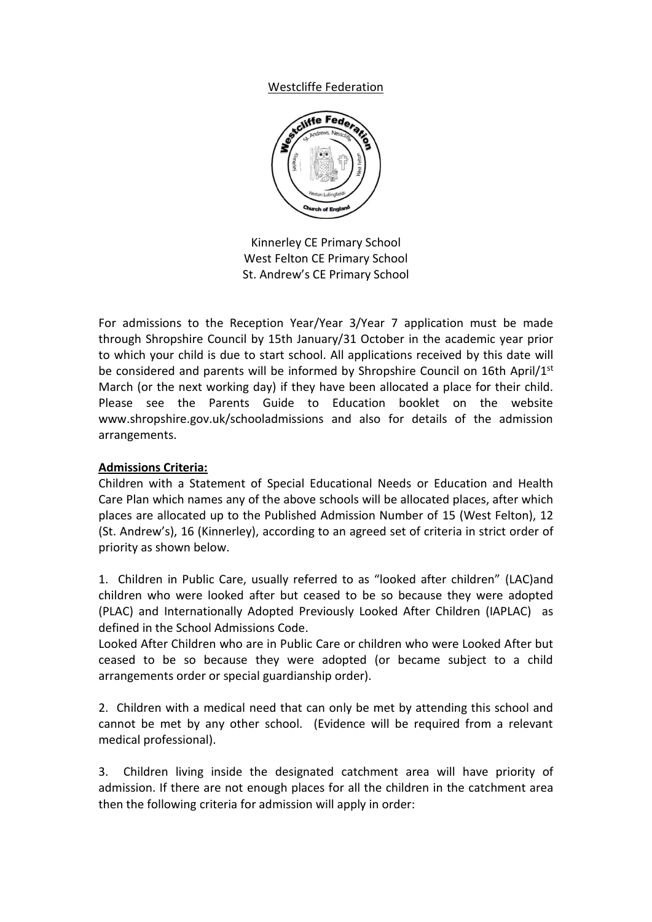Westcliffe Federation

Kinnerley CE Primary School
West Felton CE Primary School
St. Andrew's CE Primary School

For admissions to the Reception Year/Year 3/Year 7 application must be made through Shropshire Council by 15th January/31 October in the academic year prior to which your child is due to start school. All applications received by this date will be considered and parents will be informed by Shropshire Council on 16th April/1st March (or the next working day) if they have been allocated a place for their child. Please see the Parents Guide to Education booklet on the website www.shropshire.gov.uk/schooladmissions and also for details of the admission arrangements.

**Admissions Criteria:**

Children with a Statement of Special Educational Needs or Education and Health Care Plan which names any of the above schools will be allocated places, after which places are allocated up to the Published Admission Number of 15 (West Felton), 12 (St. Andrew's), 16 (Kinnerley), according to an agreed set of criteria in strict order of priority as shown below.

1. Children in Public Care, usually referred to as "looked after children" (LAC)and children who were looked after but ceased to be so because they were adopted (PLAC) and Internationally Adopted Previously Looked After Children (IAPLAC) as defined in the School Admissions Code.
Looked After Children who are in Public Care or children who were Looked After but ceased to be so because they were adopted (or became subject to a child arrangements order or special guardianship order).

2. Children with a medical need that can only be met by attending this school and cannot be met by any other school. (Evidence will be required from a relevant medical professional).

3. Children living inside the designated catchment area will have priority of admission. If there are not enough places for all the children in the catchment area then the following criteria for admission will apply in order: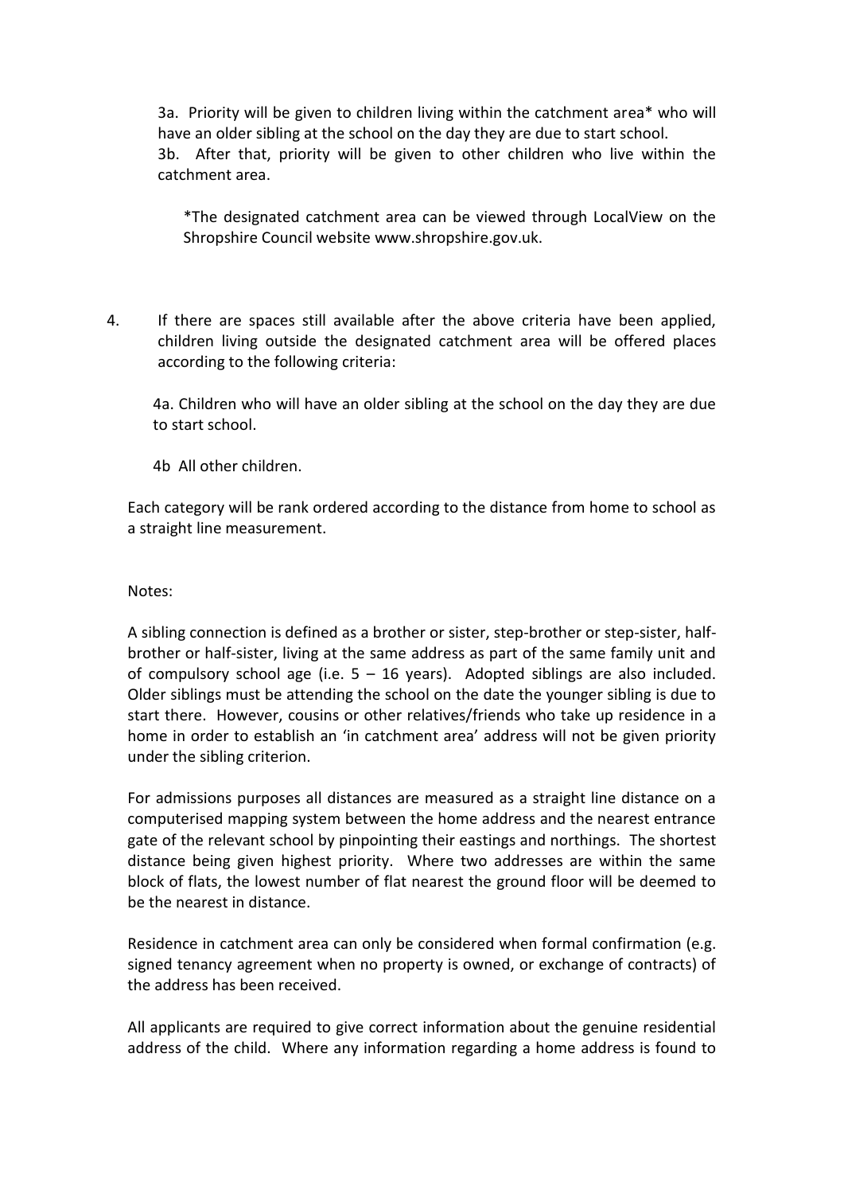3a. Priority will be given to children living within the catchment area* who will have an older sibling at the school on the day they are due to start school.
3b. After that, priority will be given to other children who live within the catchment area.

*The designated catchment area can be viewed through LocalView on the Shropshire Council website www.shropshire.gov.uk.

4. If there are spaces still available after the above criteria have been applied, children living outside the designated catchment area will be offered places according to the following criteria:

   4a. Children who will have an older sibling at the school on the day they are due to start school.

   4b All other children.

Each category will be rank ordered according to the distance from home to school as a straight line measurement.

Notes:

A sibling connection is defined as a brother or sister, step-brother or step-sister, half-brother or half-sister, living at the same address as part of the same family unit and of compulsory school age (i.e. 5 – 16 years). Adopted siblings are also included. Older siblings must be attending the school on the date the younger sibling is due to start there. However, cousins or other relatives/friends who take up residence in a home in order to establish an 'in catchment area' address will not be given priority under the sibling criterion.

For admissions purposes all distances are measured as a straight line distance on a computerised mapping system between the home address and the nearest entrance gate of the relevant school by pinpointing their eastings and northings. The shortest distance being given highest priority. Where two addresses are within the same block of flats, the lowest number of flat nearest the ground floor will be deemed to be the nearest in distance.

Residence in catchment area can only be considered when formal confirmation (e.g. signed tenancy agreement when no property is owned, or exchange of contracts) of the address has been received.

All applicants are required to give correct information about the genuine residential address of the child. Where any information regarding a home address is found to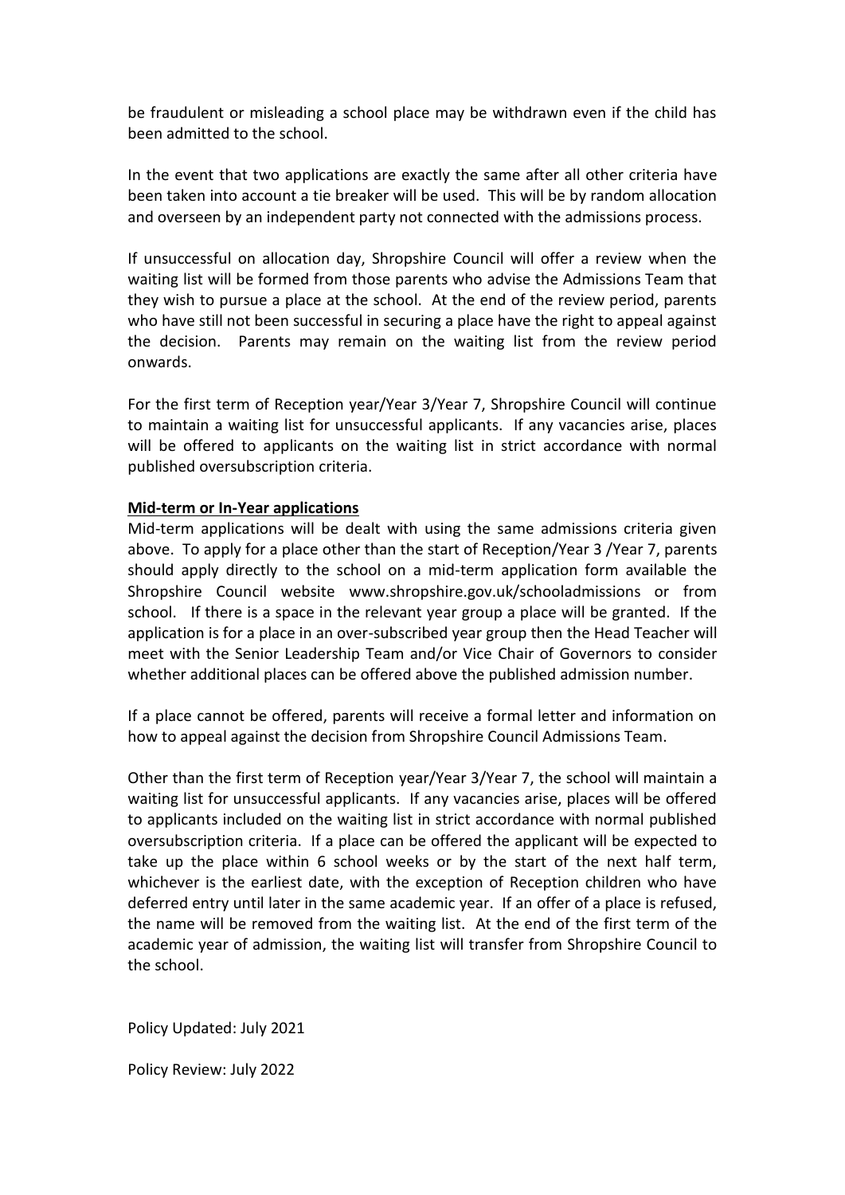be fraudulent or misleading a school place may be withdrawn even if the child has been admitted to the school.

In the event that two applications are exactly the same after all other criteria have been taken into account a tie breaker will be used. This will be by random allocation and overseen by an independent party not connected with the admissions process.

If unsuccessful on allocation day, Shropshire Council will offer a review when the waiting list will be formed from those parents who advise the Admissions Team that they wish to pursue a place at the school. At the end of the review period, parents who have still not been successful in securing a place have the right to appeal against the decision. Parents may remain on the waiting list from the review period onwards.

For the first term of Reception year/Year 3/Year 7, Shropshire Council will continue to maintain a waiting list for unsuccessful applicants. If any vacancies arise, places will be offered to applicants on the waiting list in strict accordance with normal published oversubscription criteria.

**Mid-term or In-Year applications**

Mid-term applications will be dealt with using the same admissions criteria given above. To apply for a place other than the start of Reception/Year 3 /Year 7, parents should apply directly to the school on a mid-term application form available the Shropshire Council website www.shropshire.gov.uk/schooladmissions or from school. If there is a space in the relevant year group a place will be granted. If the application is for a place in an over-subscribed year group then the Head Teacher will meet with the Senior Leadership Team and/or Vice Chair of Governors to consider whether additional places can be offered above the published admission number.

If a place cannot be offered, parents will receive a formal letter and information on how to appeal against the decision from Shropshire Council Admissions Team.

Other than the first term of Reception year/Year 3/Year 7, the school will maintain a waiting list for unsuccessful applicants. If any vacancies arise, places will be offered to applicants included on the waiting list in strict accordance with normal published oversubscription criteria. If a place can be offered the applicant will be expected to take up the place within 6 school weeks or by the start of the next half term, whichever is the earliest date, with the exception of Reception children who have deferred entry until later in the same academic year. If an offer of a place is refused, the name will be removed from the waiting list. At the end of the first term of the academic year of admission, the waiting list will transfer from Shropshire Council to the school.

Policy Updated: July 2021

Policy Review: July 2022